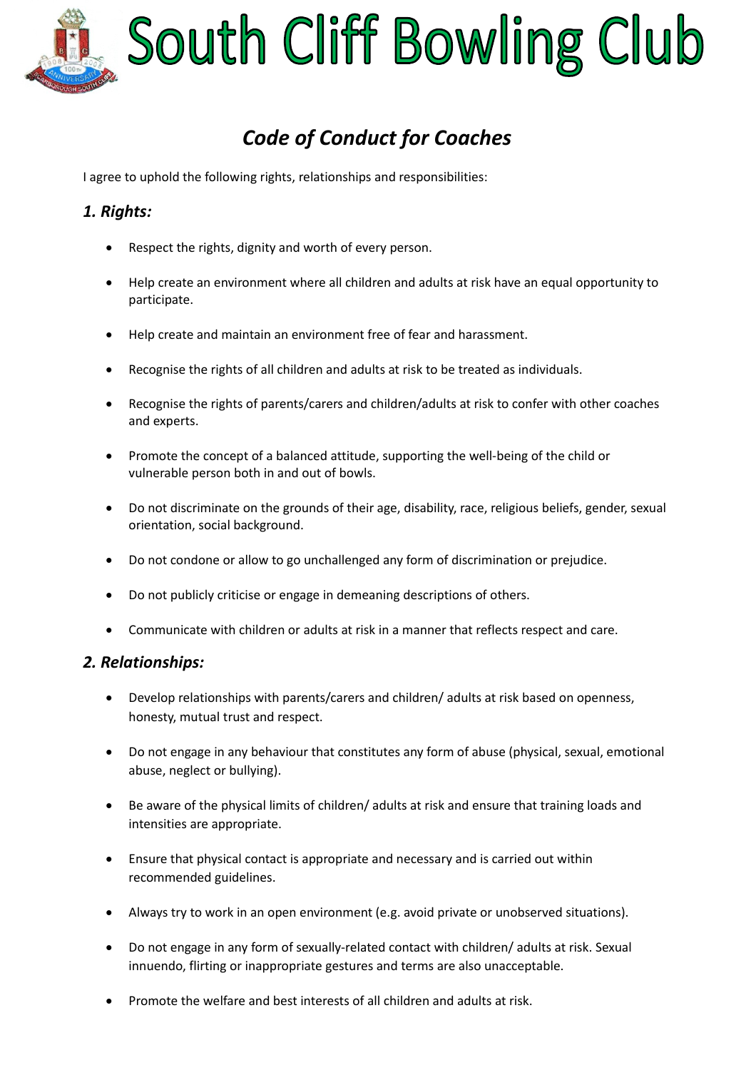# South Cliff Bowling Club

## *Code of Conduct for Coaches*

I agree to uphold the following rights, relationships and responsibilities:

### *1. Rights:*

- Respect the rights, dignity and worth of every person.
- Help create an environment where all children and adults at risk have an equal opportunity to participate.
- Help create and maintain an environment free of fear and harassment.
- Recognise the rights of all children and adults at risk to be treated as individuals.
- Recognise the rights of parents/carers and children/adults at risk to confer with other coaches and experts.
- Promote the concept of a balanced attitude, supporting the well-being of the child or vulnerable person both in and out of bowls.
- Do not discriminate on the grounds of their age, disability, race, religious beliefs, gender, sexual orientation, social background.
- Do not condone or allow to go unchallenged any form of discrimination or prejudice.
- Do not publicly criticise or engage in demeaning descriptions of others.
- Communicate with children or adults at risk in a manner that reflects respect and care.

### *2. Relationships:*

- Develop relationships with parents/carers and children/ adults at risk based on openness, honesty, mutual trust and respect.
- Do not engage in any behaviour that constitutes any form of abuse (physical, sexual, emotional abuse, neglect or bullying).
- Be aware of the physical limits of children/ adults at risk and ensure that training loads and intensities are appropriate.
- Ensure that physical contact is appropriate and necessary and is carried out within recommended guidelines.
- Always try to work in an open environment (e.g. avoid private or unobserved situations).
- Do not engage in any form of sexually-related contact with children/ adults at risk. Sexual innuendo, flirting or inappropriate gestures and terms are also unacceptable.
- Promote the welfare and best interests of all children and adults at risk.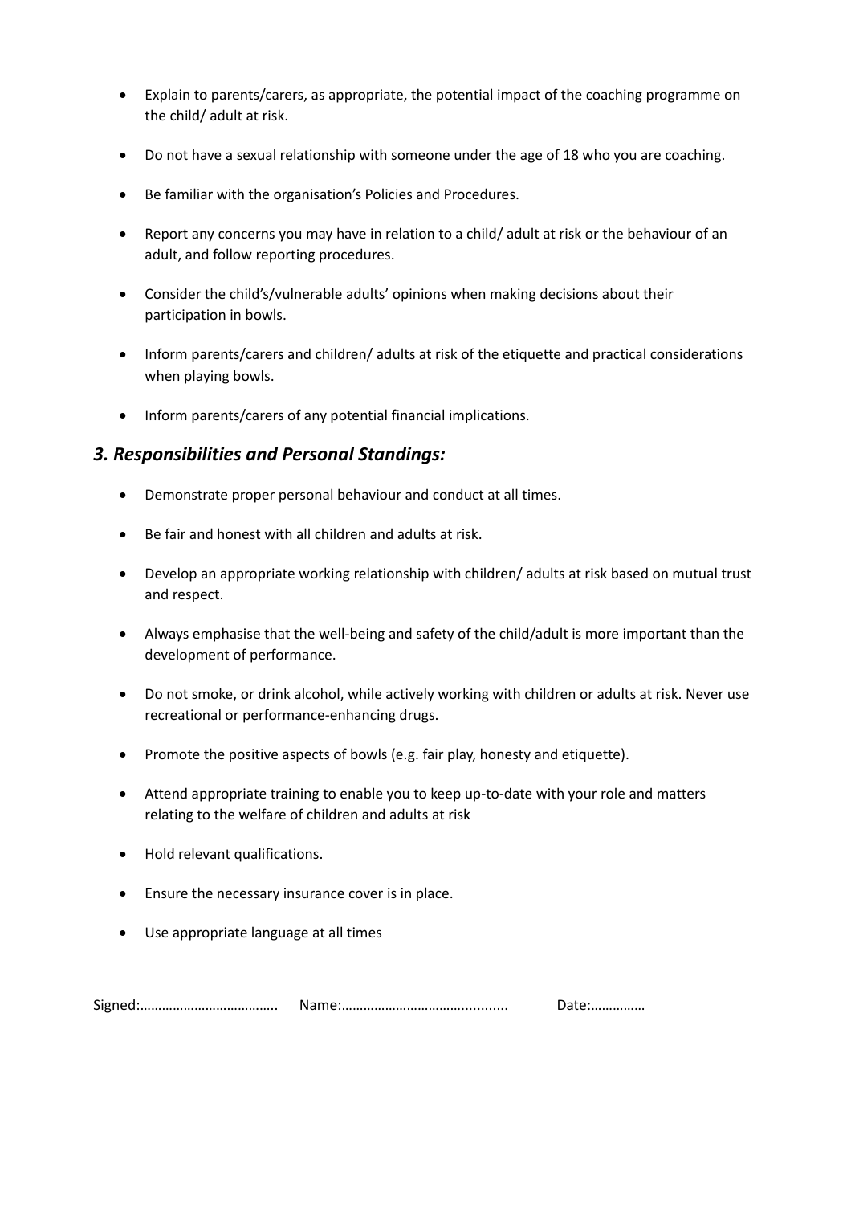- Explain to parents/carers, as appropriate, the potential impact of the coaching programme on the child/ adult at risk.
- Do not have a sexual relationship with someone under the age of 18 who you are coaching.
- Be familiar with the organisation's Policies and Procedures.
- Report any concerns you may have in relation to a child/ adult at risk or the behaviour of an adult, and follow reporting procedures.
- Consider the child's/vulnerable adults' opinions when making decisions about their participation in bowls.
- Inform parents/carers and children/ adults at risk of the etiquette and practical considerations when playing bowls.
- Inform parents/carers of any potential financial implications.

### *3. Responsibilities and Personal Standings:*

- Demonstrate proper personal behaviour and conduct at all times.
- Be fair and honest with all children and adults at risk.
- Develop an appropriate working relationship with children/ adults at risk based on mutual trust and respect.
- Always emphasise that the well-being and safety of the child/adult is more important than the development of performance.
- Do not smoke, or drink alcohol, while actively working with children or adults at risk. Never use recreational or performance-enhancing drugs.
- Promote the positive aspects of bowls (e.g. fair play, honesty and etiquette).
- Attend appropriate training to enable you to keep up-to-date with your role and matters relating to the welfare of children and adults at risk
- Hold relevant qualifications.
- Ensure the necessary insurance cover is in place.
- Use appropriate language at all times

Signed:……………………………….   Name:………………………………..........   Date:……………